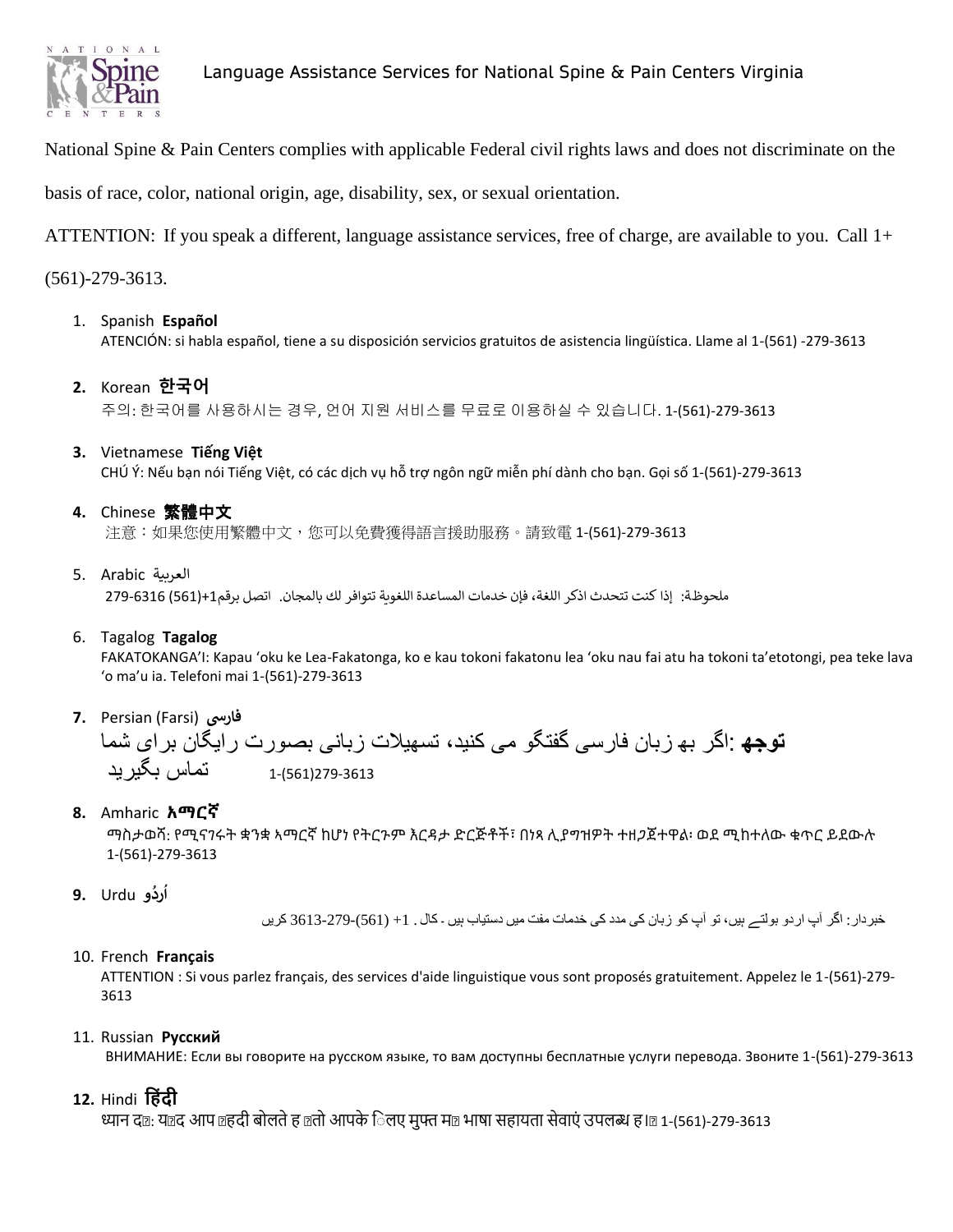# Language Assistance Services for National Spine & Pain Centers Virginia

National Spine & Pain Centers complies with applicable Federal civil rights laws and does not discriminate on the basis of race, color, national origin, age, disability, sex, or sexual orientation.

ATTENTION: If you speak a different, language assistance services, free of charge, are available to you. Call 1+ (561)-279-3613.

1. Spanish **Español**
   ATENCIÓN: si habla español, tiene a su disposición servicios gratuitos de asistencia lingüística. Llame al 1-(561) -279-3613

2. Korean **한국어**
   주의: 한국어를 사용하시는 경우, 언어 지원 서비스를 무료로 이용하실 수 있습니다. 1-(561)-279-3613

3. Vietnamese **Tiếng Việt**
   CHÚ Ý: Nếu bạn nói Tiếng Việt, có các dịch vụ hỗ trợ ngôn ngữ miễn phí dành cho bạn. Gọi số 1-(561)-279-3613

4. Chinese **繁體中文**
   注意：如果您使用繁體中文，您可以免費獲得語言援助服務。請致電 1-(561)-279-3613

5. Arabic العربية
   ملحوظة: إذا كنت تتحدث اذكر اللغة، فإن خدمات المساعدة اللغوية تتوافر لك بالمجان. اتصل برقم1+(561) 279-6316

6. Tagalog **Tagalog**
   FAKATOKANGA'I: Kapau 'oku ke Lea-Fakatonga, ko e kau tokoni fakatonu lea 'oku nau fai atu ha tokoni ta'etotongi, pea teke lava 'o ma'u ia. Telefoni mai 1-(561)-279-3613

7. Persian (Farsi) **فارسی**
   **توجه**: اگر به زبان فارسی گفتگو می کنید، تسهیلات زبانی بصورت رایگان برای شما تماس بگیرید 1-(561)279-3613

8. Amharic **አማርኛ**
   ማስታወሻ: የሚናገሩት ቋንቋ ኣማርኛ ከሆነ የትርጉም እርዳታ ድርጅቶች፣ በነጻ ሊያግዝዎት ተዘጋጀተዋል፡ ወደ ሚከተለው ቁጥር ይደውሉ 1-(561)-279-3613

9. Urdu **اُردُو**
   خبردار: اگر آپ اردو بولتے ہیں، تو آپ کو زبان کی مدد کی خدمات مفت میں دستیاب ہیں ۔ کال ۔ 1+ (561)-279-3613 کریں

10. French **Français**
    ATTENTION : Si vous parlez français, des services d'aide linguistique vous sont proposés gratuitement. Appelez le 1-(561)-279-3613

11. Russian **Русский**
    ВНИМАНИЕ: Если вы говорите на русском языке, то вам доступны бесплатные услуги перевода. Звоните 1-(561)-279-3613

12. Hindi **हिंदी**
    ध्यान दें: यदि आप हिंदी बोलते हैं तो आपके लिए मुफ्त में भाषा सहायता सेवाएं उपलब्ध हैं। 1-(561)-279-3613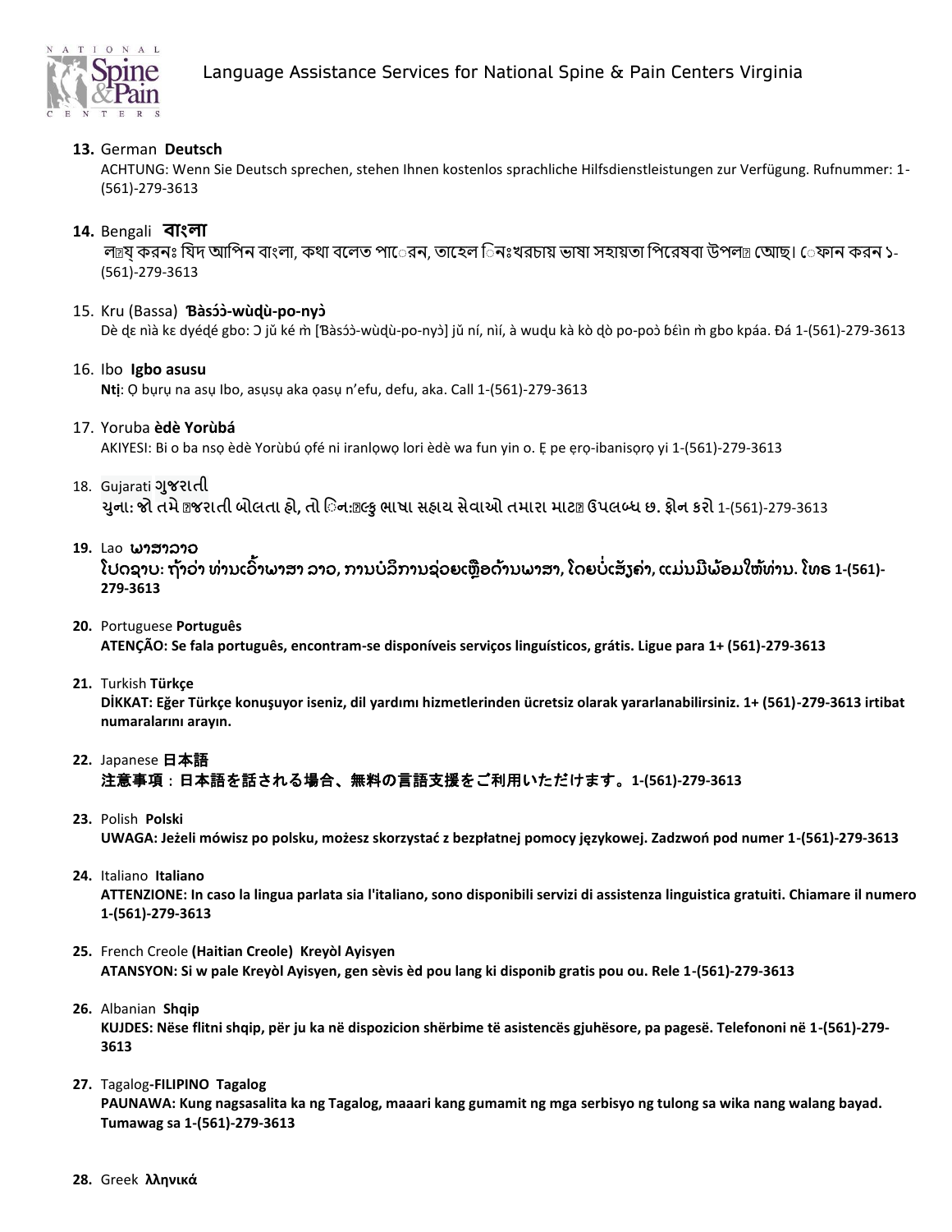13. German **Deutsch**
    ACHTUNG: Wenn Sie Deutsch sprechen, stehen Ihnen kostenlos sprachliche Hilfsdienstleistungen zur Verfügung. Rufnummer: 1-(561)-279-3613

14. Bengali **বাংলা**
    লক্ষ্য করুনঃ যদি আপনি বাংলা, কথা বলতে পারেন, তাহলে নিঃখরচায় ভাষা সহায়তা পরিষেবা উপলব্ধ আছে। ফোন করুন ১-(561)-279-3613

15. Kru (Bassa) **Ɓàsɔ́ɔ̀-wùɖù-po-nyɔ̀**
    Dè ɖɛ nìà kɛ dyéɖé gbo: Ɔ jǔ ké m̀ [Ɓàsɔ́ɔ̀-wùɖù-po-nyɔ̀] jǔ ní, nìí, à wuɖu kà kò ɖò po-poɔ̀ ɓɛ́in m̀ gbo kpáa. Ɖá 1-(561)-279-3613

16. Ibo **Igbo asusu**
    **Ntị**: Ọ bụrụ na asụ Ibo, asụsụ aka ọasụ n'efu, defu, aka. Call 1-(561)-279-3613

17. Yoruba **èdè Yorùbá**
    AKIYESI: Bi o ba nsọ èdè Yorùbú ọfé ni iranlọwọ lori èdè wa fun yin o. Ẹ pe ẹrọ-ibanisọrọ yi 1-(561)-279-3613

18. Gujarati **ગુજરાતી**
    **સુચના: જો તમે ગુજરાતી બોલતા હો, તો નિ:શુલ્ક ભાષા સહાય સેવાઓ તમારા માટે ઉપલબ્ધ છ. ફોન કરો** 1-(561)-279-3613

19. Lao **ພາສາລາວ**
    **ໂປດຊາບ: ຖ້າວ່າ ທ່ານເວົ້າພາສາ ລາວ, ການບໍລິການຊ່ວຍເຫຼືອດ້ານພາສາ, ໂດຍບໍ່ເສັຽຄ່າ, ແມ່ນມີພ້ອມໃຫ້ທ່ານ. ໂທຣ 1-(561)-279-3613**

20. Portuguese **Português**
    **ATENÇÃO: Se fala português, encontram-se disponíveis serviços linguísticos, grátis. Ligue para 1+ (561)-279-3613**

21. Turkish **Türkçe**
    **DİKKAT: Eğer Türkçe konuşuyor iseniz, dil yardımı hizmetlerinden ücretsiz olarak yararlanabilirsiniz. 1+ (561)-279-3613 irtibat numaralarını arayın.**

22. Japanese **日本語**
    **注意事項：日本語を話される場合、無料の言語支援をご利用いただけます。1-(561)-279-3613**

23. Polish **Polski**
    **UWAGA: Jeżeli mówisz po polsku, możesz skorzystać z bezpłatnej pomocy językowej. Zadzwoń pod numer 1-(561)-279-3613**

24. Italiano **Italiano**
    **ATTENZIONE: In caso la lingua parlata sia l'italiano, sono disponibili servizi di assistenza linguistica gratuiti. Chiamare il numero 1-(561)-279-3613**

25. French Creole **(Haitian Creole) Kreyòl Ayisyen**
    **ATANSYON: Si w pale Kreyòl Ayisyen, gen sèvis èd pou lang ki disponib gratis pou ou. Rele 1-(561)-279-3613**

26. Albanian **Shqip**
    **KUJDES: Nëse flitni shqip, për ju ka në dispozicion shërbime të asistencës gjuhësore, pa pagesë. Telefononi në 1-(561)-279-3613**

27. Tagalog-**FILIPINO Tagalog**
    **PAUNAWA: Kung nagsasalita ka ng Tagalog, maaari kang gumamit ng mga serbisyo ng tulong sa wika nang walang bayad. Tumawag sa 1-(561)-279-3613**

28. Greek **λληνικά**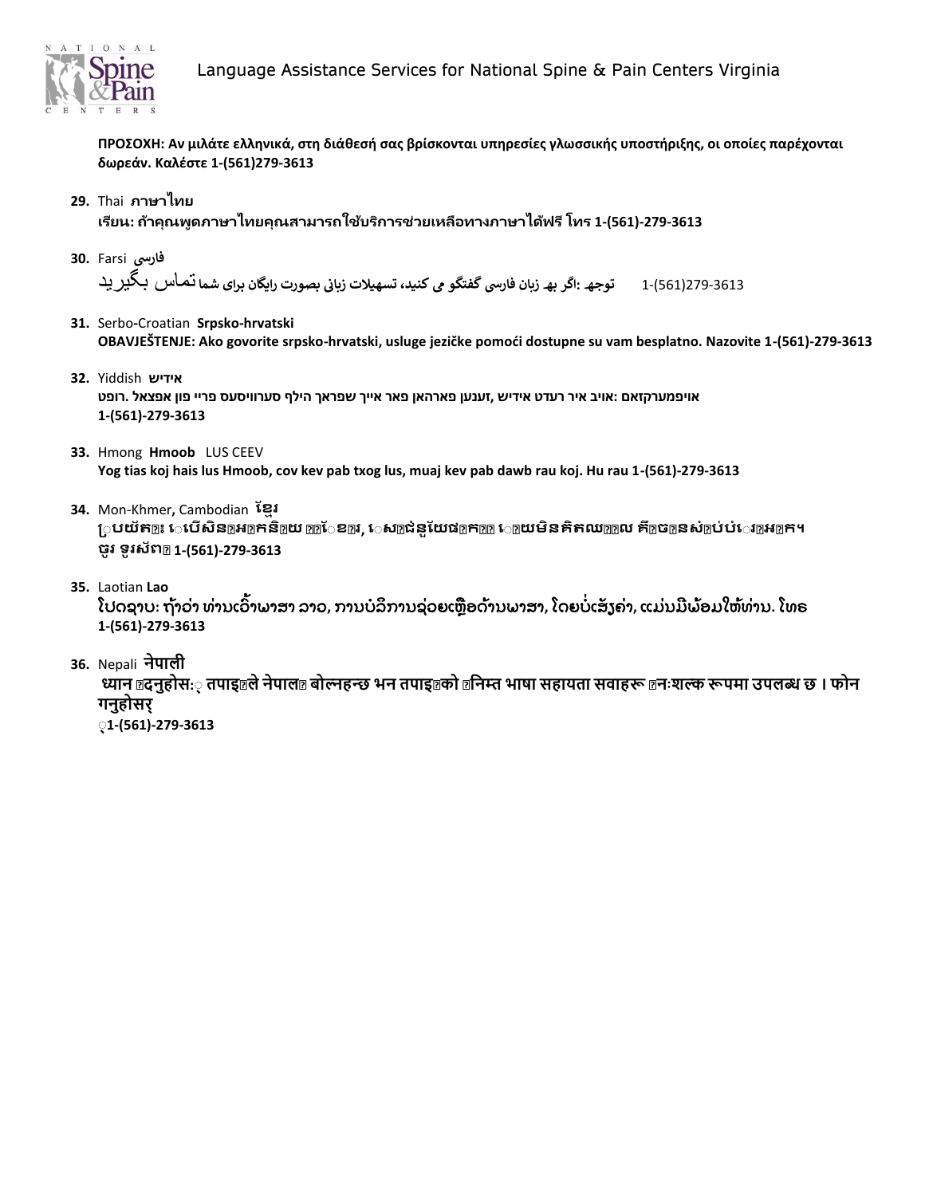**ΠΡΟΣΟΧΗ: Αν μιλάτε ελληνικά, στη διάθεσή σας βρίσκονται υπηρεσίες γλωσσικής υποστήριξης, οι οποίες παρέχονται δωρεάν. Καλέστε 1-(561)279-3613**

**29.** Thai **ภาษาไทย**
**เรียน: ถ้าคุณพูดภาษาไทยคุณสามารถใช้บริการช่วยเหลือทางภาษาได้ฟรี โทร 1-(561)-279-3613**

**30.** Farsi **فارسی**
**توجه :اگر به زبان فارسی گفتگو می کنید، تسهیلات زبانی بصورت رایگان برای شما** تماس بگیرید 1-(561)279-3613

**31.** Serbo-Croatian **Srpsko-hrvatski**
**OBAVJEŠTENJE: Ako govorite srpsko-hrvatski, usluge jezičke pomoći dostupne su vam besplatno. Nazovite 1-(561)-279-3613**

**32.** Yiddish **אידיש**
**אויפמערקזאם :אויב איר רעדט אידיש, זענען פארהאן פאר אייך שפראך הילף סערוויסעס פריי פון אפצאל. רופט**
**1-(561)-279-3613**

**33.** Hmong **Hmoob** LUS CEEV
**Yog tias koj hais lus Hmoob, cov kev pab txog lus, muaj kev pab dawb rau koj. Hu rau 1-(561)-279-3613**

**34.** Mon-Khmer, Cambodian **ខ្មែរ**
**ប្រយ័ត្ន៖ បើសិនជាអ្នកនិយាយ ភាសាខ្មែរ, សេវាជំនួយផ្នែកភាសា ដោយមិនគិតឈ្នួល គឺអាចមានសំរាប់បំរើអ្នក។ ចូរ ទូរស័ព្ទ 1-(561)-279-3613**

**35.** Laotian **Lao**
**ໂປດຊາບ: ຖ້າວ່າ ທ່ານເວົ້າພາສາ ລາວ, ການບໍລິການຊ່ວຍເຫຼືອດ້ານພາສາ, ໂດຍບໍ່ເສັຽຄ່າ, ແມ່ນມີພ້ອມໃຫ້ທ່ານ. ໂທຣ 1-(561)-279-3613**

**36.** Nepali **नेपाली**
**ध्यान दिनुहोस्: तपाइँले नेपाली बोल्नुहुन्छ भने तपाइँको निम्ति भाषा सहायता सेवाहरू निःशुल्क रूपमा उपलब्ध छ । फोन गर्नुहोस् 1-(561)-279-3613**